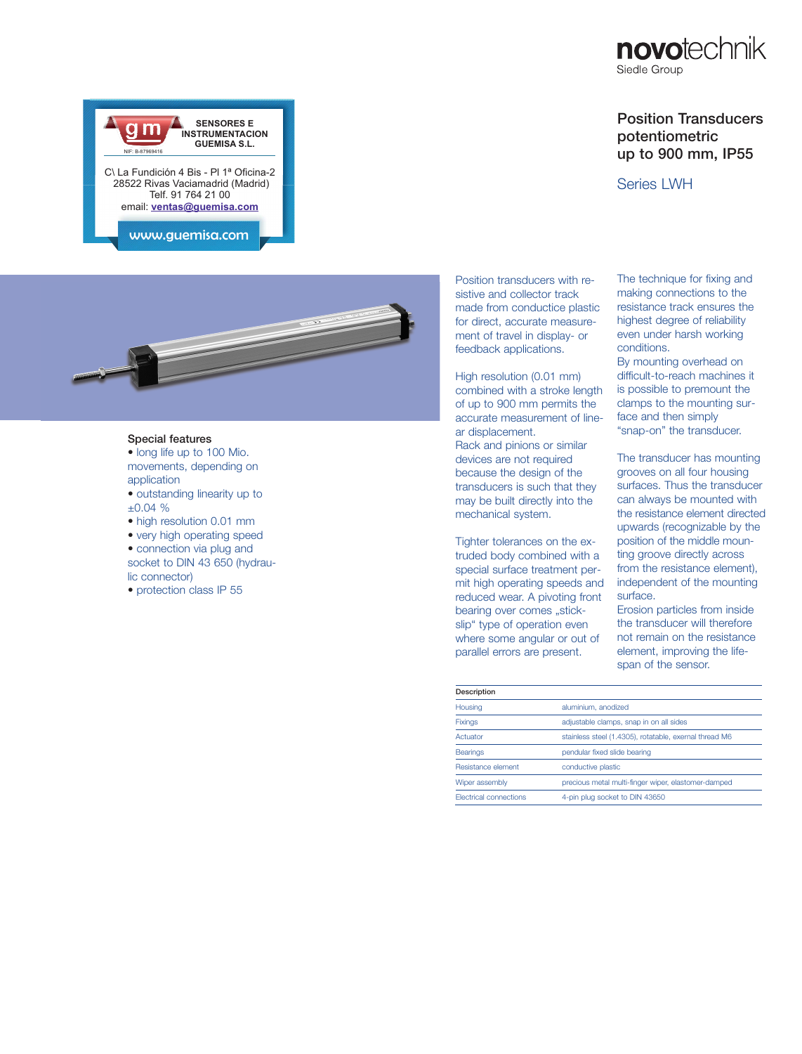novotechnik
Siedle Group

SENSORES E INSTRUMENTACION GUEMISA S.L.
NIF: B-87969416

C\ La Fundición 4 Bis - Pl 1ª Oficina-2
28522 Rivas Vaciamadrid (Madrid)
Telf. 91 764 21 00
email: ventas@guemisa.com

www.guemisa.com

# Position Transducers potentiometric up to 900 mm, IP55

## Series LWH

### Special features

- long life up to 100 Mio. movements, depending on application
- outstanding linearity up to ±0.04 %
- high resolution 0.01 mm
- very high operating speed
- connection via plug and socket to DIN 43 650 (hydraulic connector)
- protection class IP 55

Position transducers with resistive and collector track made from conductive plastic for direct, accurate measurement of travel in display- or feedback applications.

High resolution (0.01 mm) combined with a stroke length of up to 900 mm permits the accurate measurement of linear displacement.
Rack and pinions or similar devices are not required because the design of the transducers is such that they may be built directly into the mechanical system.

Tighter tolerances on the extruded body combined with a special surface treatment permit high operating speeds and reduced wear. A pivoting front bearing over comes „stick-slip“ type of operation even where some angular or out of parallel errors are present.

The technique for fixing and making connections to the resistance track ensures the highest degree of reliability even under harsh working conditions.
By mounting overhead on difficult-to-reach machines it is possible to premount the clamps to the mounting surface and then simply “snap-on” the transducer.

The transducer has mounting grooves on all four housing surfaces. Thus the transducer can always be mounted with the resistance element directed upwards (recognizable by the position of the middle mounting groove directly across from the resistance element), independent of the mounting surface.
Erosion particles from inside the transducer will therefore not remain on the resistance element, improving the lifespan of the sensor.

| Description | |
|---|---|
| Housing | aluminium, anodized |
| Fixings | adjustable clamps, snap in on all sides |
| Actuator | stainless steel (1.4305), rotatable, exernal thread M6 |
| Bearings | pendular fixed slide bearing |
| Resistance element | conductive plastic |
| Wiper assembly | precious metal multi-finger wiper, elastomer-damped |
| Electrical connections | 4-pin plug socket to DIN 43650 |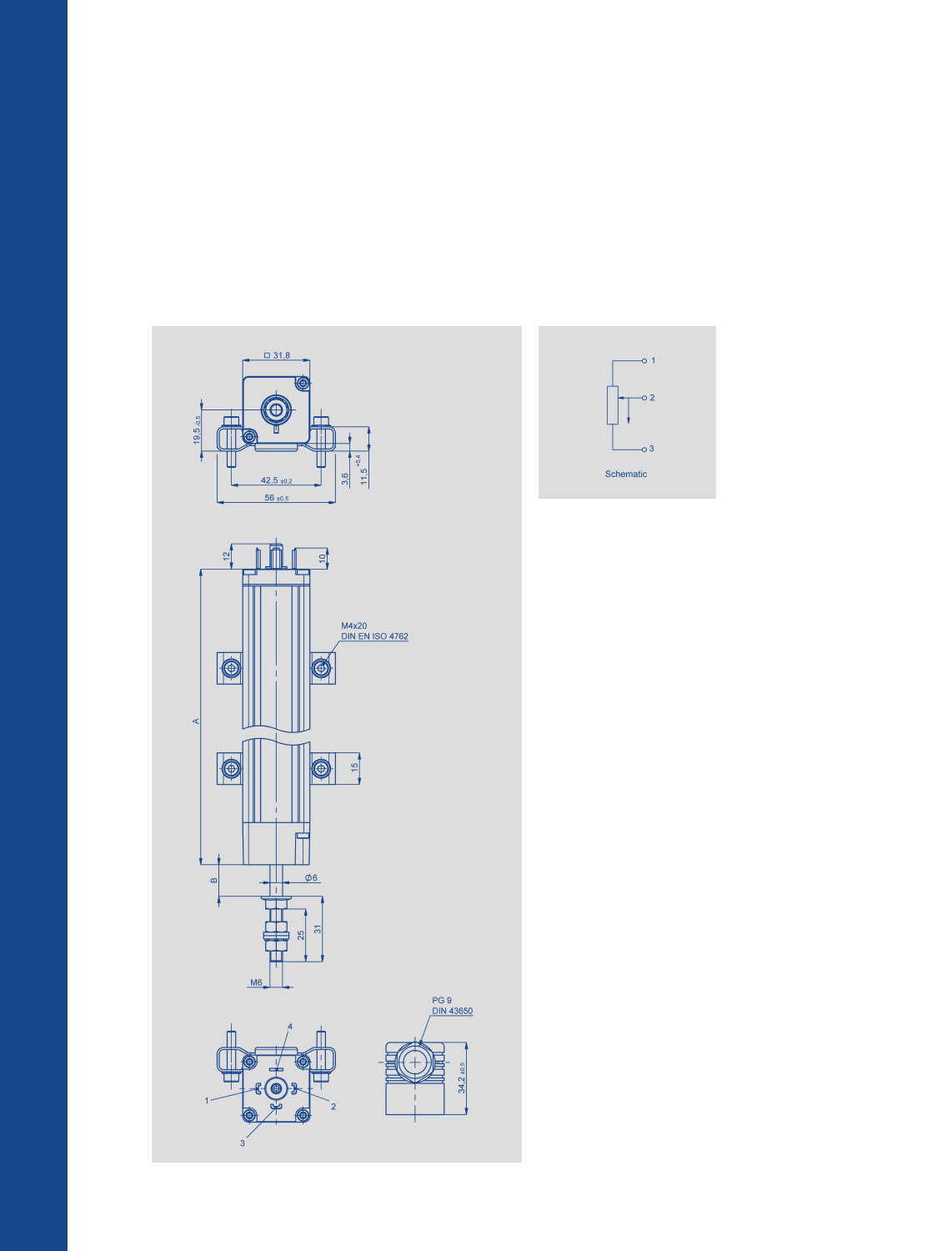□ 31,8

19,5 -0,5

42,5 ±0,2

56 ±0,5

3,6

11,5 +0,4

12

10

M4x20
DIN EN ISO 4762

A

15

B

∅6

25

31

M6

PG 9
DIN 43650

34,2 ±0,5

1

2

3

4

1

2

3

Schematic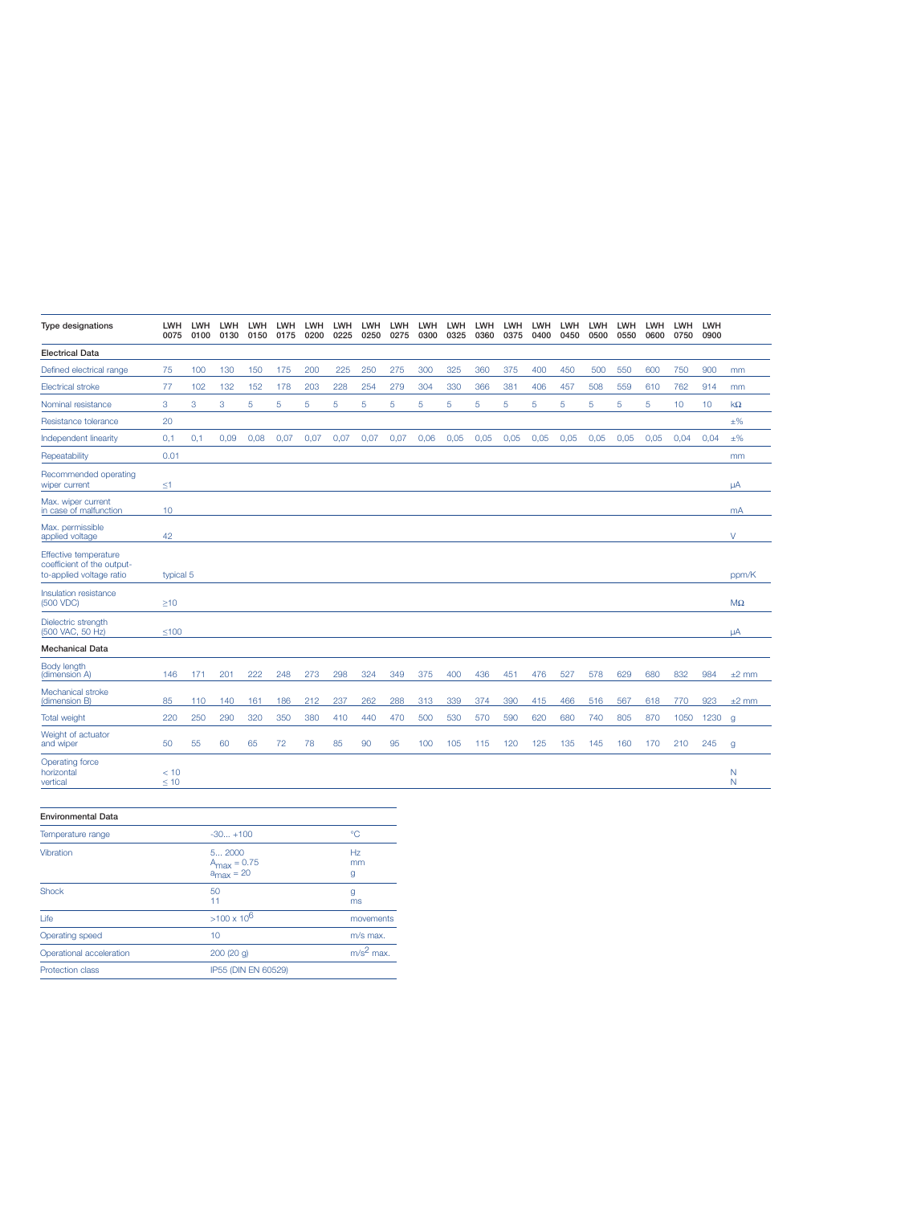| Type designations | LWH 0075 | LWH 0100 | LWH 0130 | LWH 0150 | LWH 0175 | LWH 0200 | LWH 0225 | LWH 0250 | LWH 0275 | LWH 0300 | LWH 0325 | LWH 0360 | LWH 0375 | LWH 0400 | LWH 0450 | LWH 0500 | LWH 0550 | LWH 0600 | LWH 0750 | LWH 0900 | |
|---|---|---|---|---|---|---|---|---|---|---|---|---|---|---|---|---|---|---|---|---|---|
| **Electrical Data** | | | | | | | | | | | | | | | | | | | | | |
| Defined electrical range | 75 | 100 | 130 | 150 | 175 | 200 | 225 | 250 | 275 | 300 | 325 | 360 | 375 | 400 | 450 | 500 | 550 | 600 | 750 | 900 | mm |
| Electrical stroke | 77 | 102 | 132 | 152 | 178 | 203 | 228 | 254 | 279 | 304 | 330 | 366 | 381 | 406 | 457 | 508 | 559 | 610 | 762 | 914 | mm |
| Nominal resistance | 3 | 3 | 3 | 5 | 5 | 5 | 5 | 5 | 5 | 5 | 5 | 5 | 5 | 5 | 5 | 5 | 5 | 5 | 10 | 10 | kΩ |
| Resistance tolerance | 20 | | | | | | | | | | | | | | | | | | | | ±% |
| Independent linearity | 0,1 | 0,1 | 0,09 | 0,08 | 0,07 | 0,07 | 0,07 | 0,07 | 0,07 | 0,06 | 0,05 | 0,05 | 0,05 | 0,05 | 0,05 | 0,05 | 0,05 | 0,05 | 0,04 | 0,04 | ±% |
| Repeatability | 0.01 | | | | | | | | | | | | | | | | | | | | mm |
| Recommended operating wiper current | ≤1 | | | | | | | | | | | | | | | | | | | | μA |
| Max. wiper current in case of malfunction | 10 | | | | | | | | | | | | | | | | | | | | mA |
| Max. permissible applied voltage | 42 | | | | | | | | | | | | | | | | | | | | V |
| Effective temperature coefficient of the output-to-applied voltage ratio | typical 5 | | | | | | | | | | | | | | | | | | | | ppm/K |
| Insulation resistance (500 VDC) | ≥10 | | | | | | | | | | | | | | | | | | | | MΩ |
| Dielectric strength (500 VAC, 50 Hz) | ≤100 | | | | | | | | | | | | | | | | | | | | μA |
| **Mechanical Data** | | | | | | | | | | | | | | | | | | | | | |
| Body length (dimension A) | 146 | 171 | 201 | 222 | 248 | 273 | 298 | 324 | 349 | 375 | 400 | 436 | 451 | 476 | 527 | 578 | 629 | 680 | 832 | 984 | ±2 mm |
| Mechanical stroke (dimension B) | 85 | 110 | 140 | 161 | 186 | 212 | 237 | 262 | 288 | 313 | 339 | 374 | 390 | 415 | 466 | 516 | 567 | 618 | 770 | 923 | ±2 mm |
| Total weight | 220 | 250 | 290 | 320 | 350 | 380 | 410 | 440 | 470 | 500 | 530 | 570 | 590 | 620 | 680 | 740 | 805 | 870 | 1050 | 1230 | g |
| Weight of actuator and wiper | 50 | 55 | 60 | 65 | 72 | 78 | 85 | 90 | 95 | 100 | 105 | 115 | 120 | 125 | 135 | 145 | 160 | 170 | 210 | 245 | g |
| Operating force horizontal / vertical | < 10 / ≤ 10 | | | | | | | | | | | | | | | | | | | | N / N |

| Environmental Data | | |
|---|---|---|
| Temperature range | -30... +100 | °C |
| Vibration | 5... 2000<br>$A_{max}$ = 0.75<br>$a_{max}$ = 20 | Hz<br>mm<br>g |
| Shock | 50<br>11 | g<br>ms |
| Life | >100 x $10^6$ | movements |
| Operating speed | 10 | m/s max. |
| Operational acceleration | 200 (20 g) | $m/s^2$ max. |
| Protection class | IP55 (DIN EN 60529) | |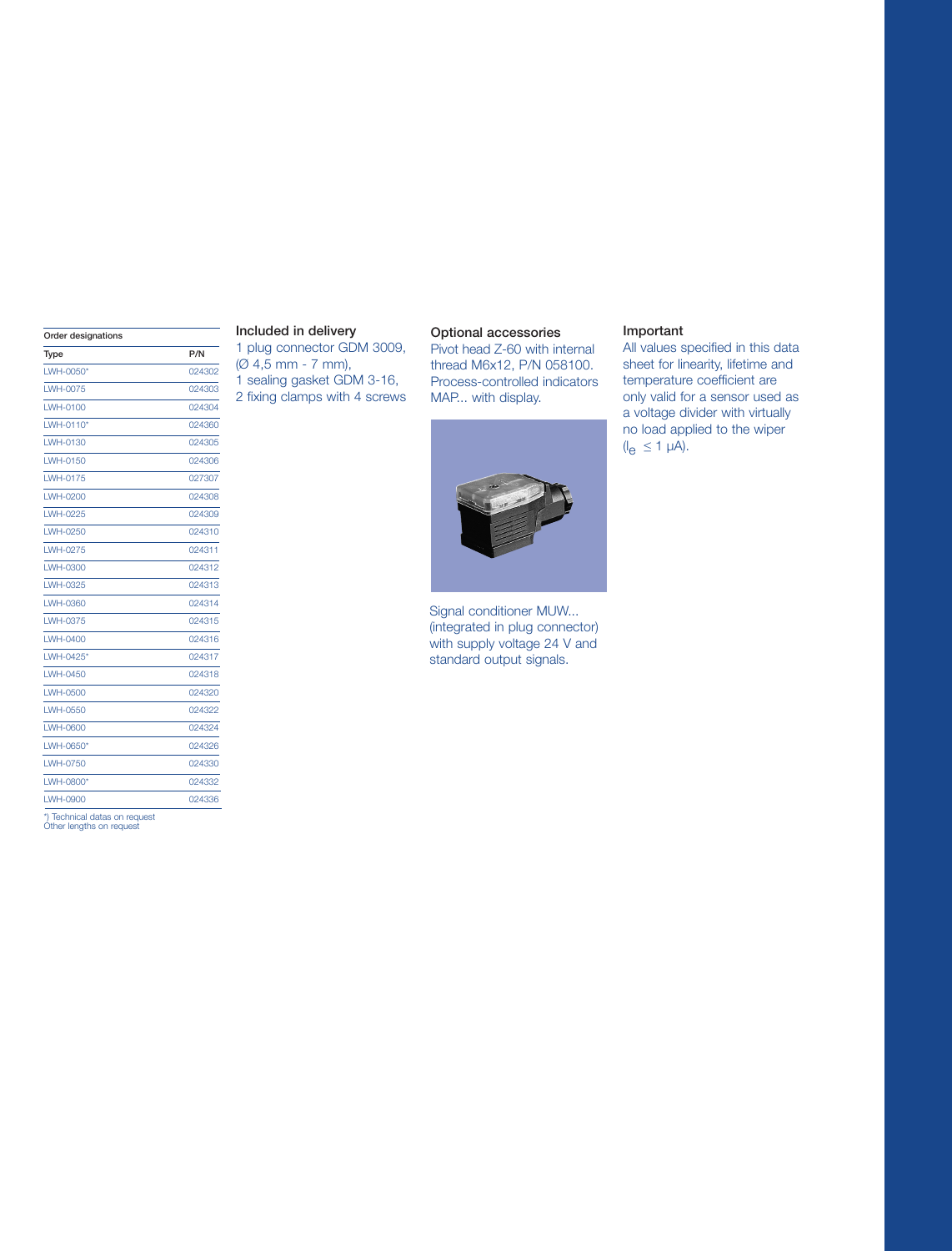**Order designations**

| Type | P/N |
| --- | --- |
| LWH-0050* | 024302 |
| LWH-0075 | 024303 |
| LWH-0100 | 024304 |
| LWH-0110* | 024360 |
| LWH-0130 | 024305 |
| LWH-0150 | 024306 |
| LWH-0175 | 027307 |
| LWH-0200 | 024308 |
| LWH-0225 | 024309 |
| LWH-0250 | 024310 |
| LWH-0275 | 024311 |
| LWH-0300 | 024312 |
| LWH-0325 | 024313 |
| LWH-0360 | 024314 |
| LWH-0375 | 024315 |
| LWH-0400 | 024316 |
| LWH-0425* | 024317 |
| LWH-0450 | 024318 |
| LWH-0500 | 024320 |
| LWH-0550 | 024322 |
| LWH-0600 | 024324 |
| LWH-0650* | 024326 |
| LWH-0750 | 024330 |
| LWH-0800* | 024332 |
| LWH-0900 | 024336 |

*) Technical datas on request
Other lengths on request

### Included in delivery

1 plug connector GDM 3009, (Ø 4,5 mm - 7 mm),
1 sealing gasket GDM 3-16,
2 fixing clamps with 4 screws

### Optional accessories

Pivot head Z-60 with internal thread M6x12, P/N 058100.
Process-controlled indicators MAP... with display.

Signal conditioner MUW... (integrated in plug connector) with supply voltage 24 V and standard output signals.

### Important

All values specified in this data sheet for linearity, lifetime and temperature coefficient are only valid for a sensor used as a voltage divider with virtually no load applied to the wiper ($I_e \leq 1$ µA).